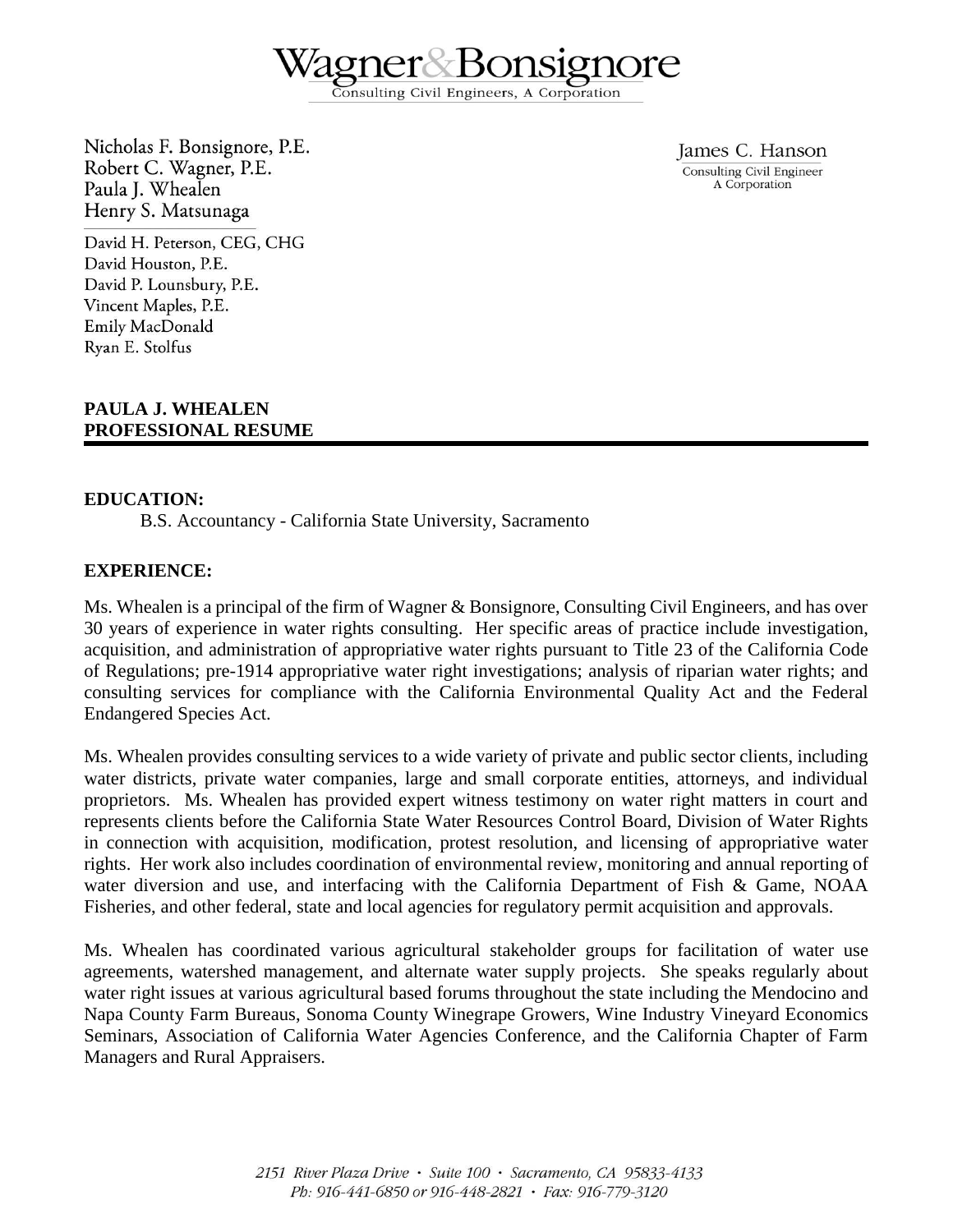# Wagner&Bonsignore

Consulting Civil Engineers, A Corporation

Nicholas F. Bonsignore, P.E.
Robert C. Wagner, P.E.
Paula J. Whealen
Henry S. Matsunaga

David H. Peterson, CEG, CHG
David Houston, P.E.
David P. Lounsbury, P.E.
Vincent Maples, P.E.
Emily MacDonald
Ryan E. Stolfus

James C. Hanson
Consulting Civil Engineer
A Corporation

**PAULA J. WHEALEN**
**PROFESSIONAL RESUME**

**EDUCATION:**

B.S. Accountancy - California State University, Sacramento

**EXPERIENCE:**

Ms. Whealen is a principal of the firm of Wagner & Bonsignore, Consulting Civil Engineers, and has over 30 years of experience in water rights consulting. Her specific areas of practice include investigation, acquisition, and administration of appropriative water rights pursuant to Title 23 of the California Code of Regulations; pre-1914 appropriative water right investigations; analysis of riparian water rights; and consulting services for compliance with the California Environmental Quality Act and the Federal Endangered Species Act.

Ms. Whealen provides consulting services to a wide variety of private and public sector clients, including water districts, private water companies, large and small corporate entities, attorneys, and individual proprietors. Ms. Whealen has provided expert witness testimony on water right matters in court and represents clients before the California State Water Resources Control Board, Division of Water Rights in connection with acquisition, modification, protest resolution, and licensing of appropriative water rights. Her work also includes coordination of environmental review, monitoring and annual reporting of water diversion and use, and interfacing with the California Department of Fish & Game, NOAA Fisheries, and other federal, state and local agencies for regulatory permit acquisition and approvals.

Ms. Whealen has coordinated various agricultural stakeholder groups for facilitation of water use agreements, watershed management, and alternate water supply projects. She speaks regularly about water right issues at various agricultural based forums throughout the state including the Mendocino and Napa County Farm Bureaus, Sonoma County Winegrape Growers, Wine Industry Vineyard Economics Seminars, Association of California Water Agencies Conference, and the California Chapter of Farm Managers and Rural Appraisers.

*2151 River Plaza Drive • Suite 100 • Sacramento, CA 95833-4133*
*Ph: 916-441-6850 or 916-448-2821 • Fax: 916-779-3120*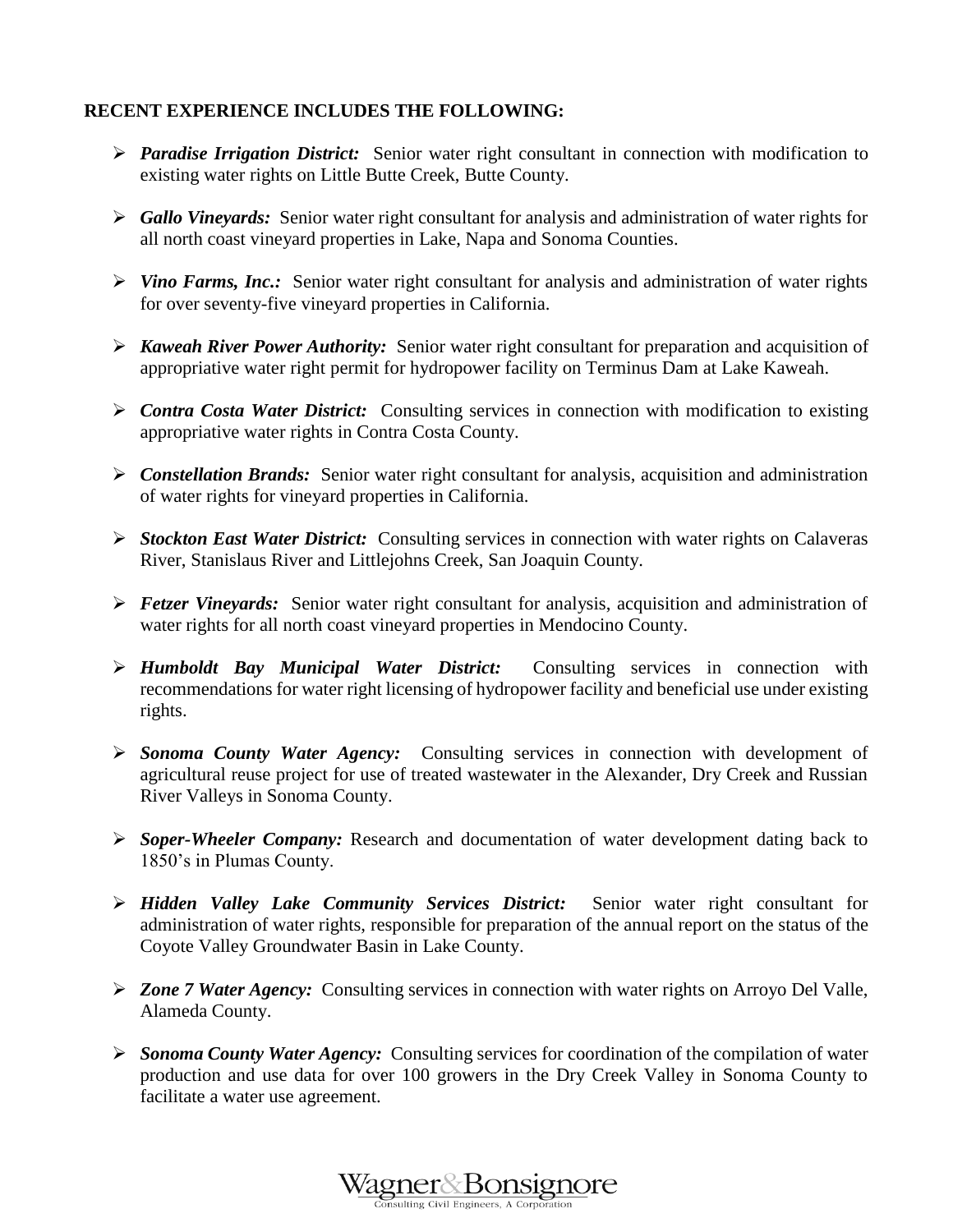**RECENT EXPERIENCE INCLUDES THE FOLLOWING:**

- ***Paradise Irrigation District:*** Senior water right consultant in connection with modification to existing water rights on Little Butte Creek, Butte County.

- ***Gallo Vineyards:*** Senior water right consultant for analysis and administration of water rights for all north coast vineyard properties in Lake, Napa and Sonoma Counties.

- ***Vino Farms, Inc.:*** Senior water right consultant for analysis and administration of water rights for over seventy-five vineyard properties in California.

- ***Kaweah River Power Authority:*** Senior water right consultant for preparation and acquisition of appropriative water right permit for hydropower facility on Terminus Dam at Lake Kaweah.

- ***Contra Costa Water District:*** Consulting services in connection with modification to existing appropriative water rights in Contra Costa County.

- ***Constellation Brands:*** Senior water right consultant for analysis, acquisition and administration of water rights for vineyard properties in California.

- ***Stockton East Water District:*** Consulting services in connection with water rights on Calaveras River, Stanislaus River and Littlejohns Creek, San Joaquin County.

- ***Fetzer Vineyards:*** Senior water right consultant for analysis, acquisition and administration of water rights for all north coast vineyard properties in Mendocino County.

- ***Humboldt Bay Municipal Water District:*** Consulting services in connection with recommendations for water right licensing of hydropower facility and beneficial use under existing rights.

- ***Sonoma County Water Agency:*** Consulting services in connection with development of agricultural reuse project for use of treated wastewater in the Alexander, Dry Creek and Russian River Valleys in Sonoma County.

- ***Soper-Wheeler Company:*** Research and documentation of water development dating back to 1850's in Plumas County.

- ***Hidden Valley Lake Community Services District:*** Senior water right consultant for administration of water rights, responsible for preparation of the annual report on the status of the Coyote Valley Groundwater Basin in Lake County.

- ***Zone 7 Water Agency:*** Consulting services in connection with water rights on Arroyo Del Valle, Alameda County.

- ***Sonoma County Water Agency:*** Consulting services for coordination of the compilation of water production and use data for over 100 growers in the Dry Creek Valley in Sonoma County to facilitate a water use agreement.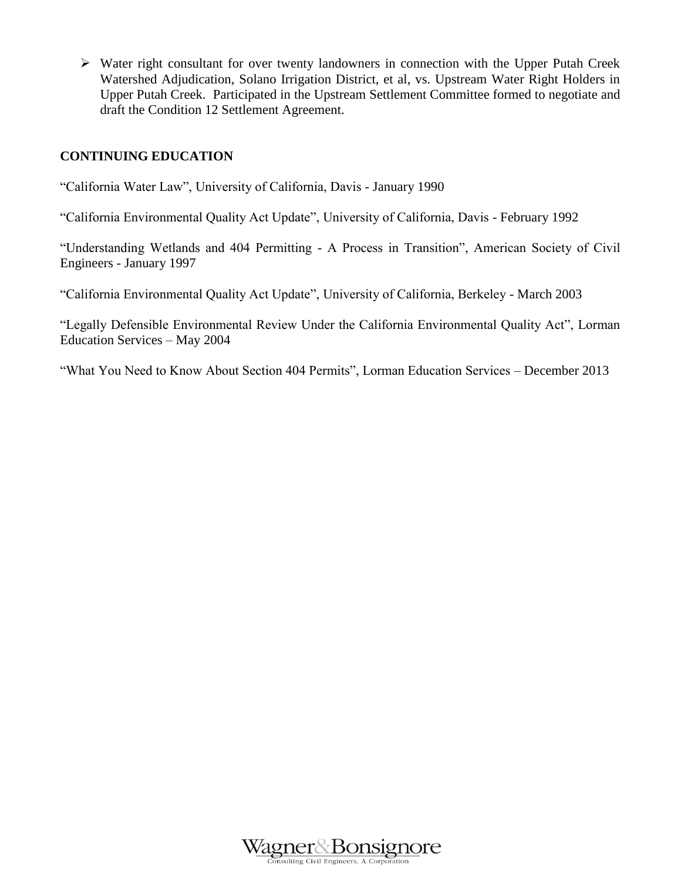- Water right consultant for over twenty landowners in connection with the Upper Putah Creek Watershed Adjudication, Solano Irrigation District, et al, vs. Upstream Water Right Holders in Upper Putah Creek. Participated in the Upstream Settlement Committee formed to negotiate and draft the Condition 12 Settlement Agreement.

## CONTINUING EDUCATION

"California Water Law", University of California, Davis - January 1990

"California Environmental Quality Act Update", University of California, Davis - February 1992

"Understanding Wetlands and 404 Permitting - A Process in Transition", American Society of Civil Engineers - January 1997

"California Environmental Quality Act Update", University of California, Berkeley - March 2003

"Legally Defensible Environmental Review Under the California Environmental Quality Act", Lorman Education Services – May 2004

"What You Need to Know About Section 404 Permits", Lorman Education Services – December 2013